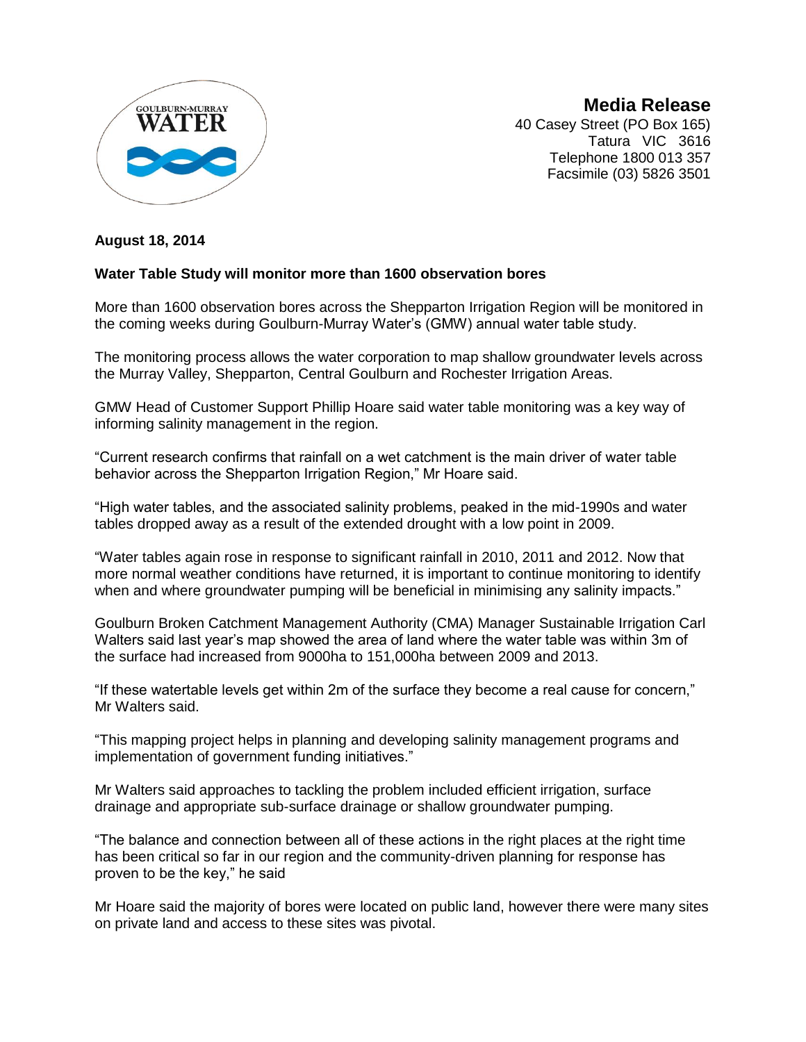GOULBURN-MURRAY WATER

# Media Release

40 Casey Street (PO Box 165)
Tatura VIC 3616
Telephone 1800 013 357
Facsimile (03) 5826 3501

**August 18, 2014**

**Water Table Study will monitor more than 1600 observation bores**

More than 1600 observation bores across the Shepparton Irrigation Region will be monitored in the coming weeks during Goulburn-Murray Water's (GMW) annual water table study.

The monitoring process allows the water corporation to map shallow groundwater levels across the Murray Valley, Shepparton, Central Goulburn and Rochester Irrigation Areas.

GMW Head of Customer Support Phillip Hoare said water table monitoring was a key way of informing salinity management in the region.

"Current research confirms that rainfall on a wet catchment is the main driver of water table behavior across the Shepparton Irrigation Region," Mr Hoare said.

"High water tables, and the associated salinity problems, peaked in the mid-1990s and water tables dropped away as a result of the extended drought with a low point in 2009.

"Water tables again rose in response to significant rainfall in 2010, 2011 and 2012. Now that more normal weather conditions have returned, it is important to continue monitoring to identify when and where groundwater pumping will be beneficial in minimising any salinity impacts."

Goulburn Broken Catchment Management Authority (CMA) Manager Sustainable Irrigation Carl Walters said last year's map showed the area of land where the water table was within 3m of the surface had increased from 9000ha to 151,000ha between 2009 and 2013.

"If these watertable levels get within 2m of the surface they become a real cause for concern," Mr Walters said.

"This mapping project helps in planning and developing salinity management programs and implementation of government funding initiatives."

Mr Walters said approaches to tackling the problem included efficient irrigation, surface drainage and appropriate sub-surface drainage or shallow groundwater pumping.

"The balance and connection between all of these actions in the right places at the right time has been critical so far in our region and the community-driven planning for response has proven to be the key," he said

Mr Hoare said the majority of bores were located on public land, however there were many sites on private land and access to these sites was pivotal.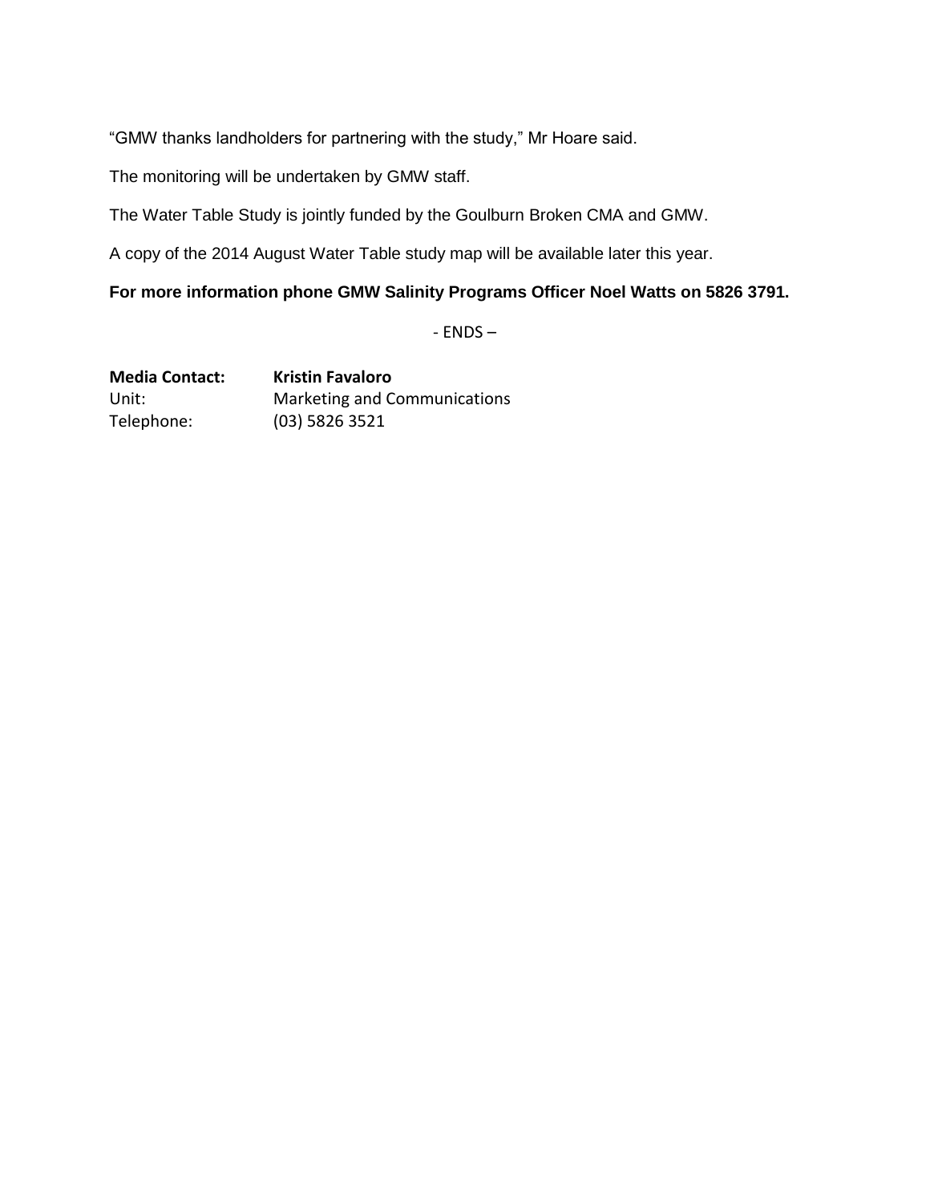“GMW thanks landholders for partnering with the study,” Mr Hoare said.

The monitoring will be undertaken by GMW staff.

The Water Table Study is jointly funded by the Goulburn Broken CMA and GMW.

A copy of the 2014 August Water Table study map will be available later this year.

**For more information phone GMW Salinity Programs Officer Noel Watts on 5826 3791.**

- ENDS –

| | |
|---|---|
| **Media Contact:** | **Kristin Favaloro** |
| Unit: | Marketing and Communications |
| Telephone: | (03) 5826 3521 |